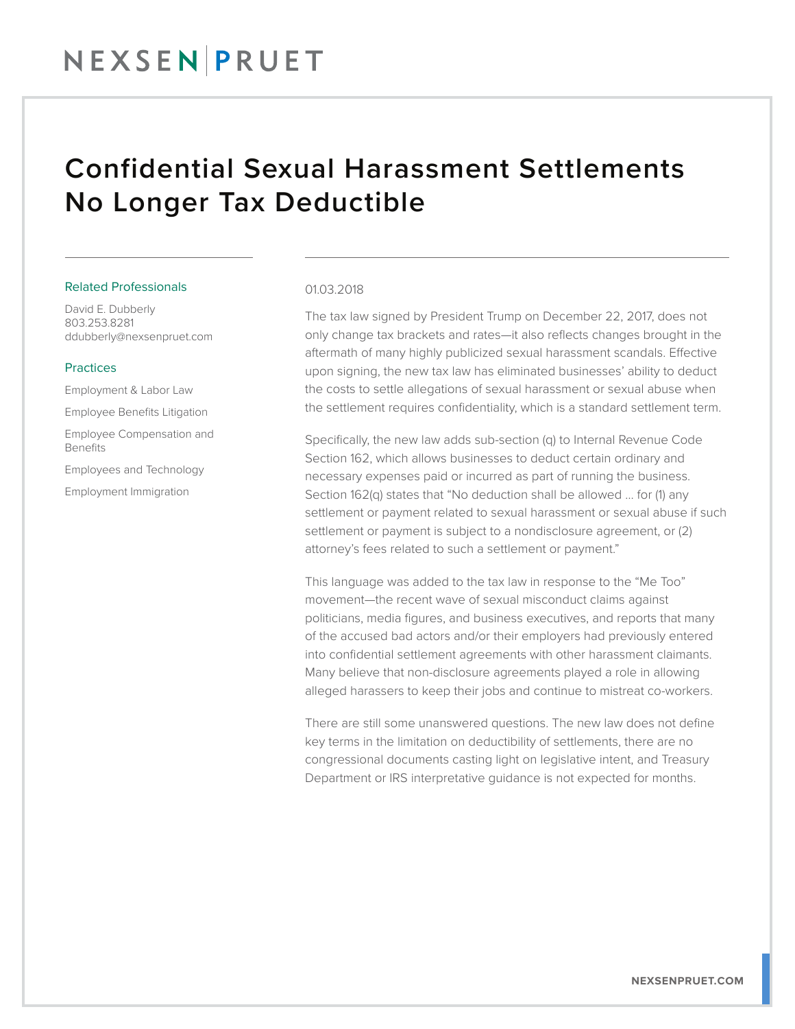# Confidential Sexual Harassment Settlements No Longer Tax Deductible

## Related Professionals

David E. Dubberly
803.253.8281
ddubberly@nexsenpruet.com

## Practices

Employment & Labor Law

Employee Benefits Litigation

Employee Compensation and Benefits

Employees and Technology

Employment Immigration

01.03.2018

The tax law signed by President Trump on December 22, 2017, does not only change tax brackets and rates—it also reflects changes brought in the aftermath of many highly publicized sexual harassment scandals. Effective upon signing, the new tax law has eliminated businesses' ability to deduct the costs to settle allegations of sexual harassment or sexual abuse when the settlement requires confidentiality, which is a standard settlement term.

Specifically, the new law adds sub-section (q) to Internal Revenue Code Section 162, which allows businesses to deduct certain ordinary and necessary expenses paid or incurred as part of running the business. Section 162(q) states that "No deduction shall be allowed … for (1) any settlement or payment related to sexual harassment or sexual abuse if such settlement or payment is subject to a nondisclosure agreement, or (2) attorney's fees related to such a settlement or payment."

This language was added to the tax law in response to the "Me Too" movement—the recent wave of sexual misconduct claims against politicians, media figures, and business executives, and reports that many of the accused bad actors and/or their employers had previously entered into confidential settlement agreements with other harassment claimants. Many believe that non-disclosure agreements played a role in allowing alleged harassers to keep their jobs and continue to mistreat co-workers.

There are still some unanswered questions. The new law does not define key terms in the limitation on deductibility of settlements, there are no congressional documents casting light on legislative intent, and Treasury Department or IRS interpretative guidance is not expected for months.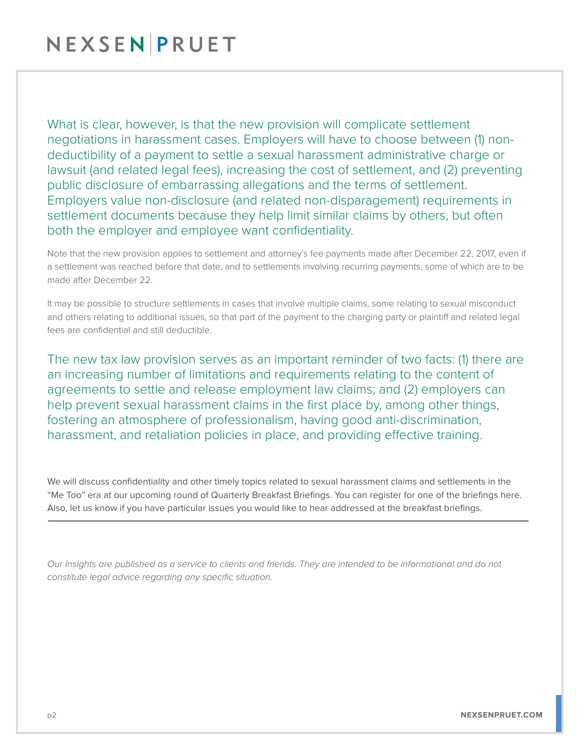What is clear, however, is that the new provision will complicate settlement negotiations in harassment cases. Employers will have to choose between (1) non-deductibility of a payment to settle a sexual harassment administrative charge or lawsuit (and related legal fees), increasing the cost of settlement, and (2) preventing public disclosure of embarrassing allegations and the terms of settlement. Employers value non-disclosure (and related non-disparagement) requirements in settlement documents because they help limit similar claims by others, but often both the employer and employee want confidentiality.

Note that the new provision applies to settlement and attorney's fee payments made after December 22, 2017, even if a settlement was reached before that date, and to settlements involving recurring payments, some of which are to be made after December 22.

It may be possible to structure settlements in cases that involve multiple claims, some relating to sexual misconduct and others relating to additional issues, so that part of the payment to the charging party or plaintiff and related legal fees are confidential and still deductible.

The new tax law provision serves as an important reminder of two facts: (1) there are an increasing number of limitations and requirements relating to the content of agreements to settle and release employment law claims; and (2) employers can help prevent sexual harassment claims in the first place by, among other things, fostering an atmosphere of professionalism, having good anti-discrimination, harassment, and retaliation policies in place, and providing effective training.

We will discuss confidentiality and other timely topics related to sexual harassment claims and settlements in the "Me Too" era at our upcoming round of Quarterly Breakfast Briefings. You can register for one of the briefings here. Also, let us know if you have particular issues you would like to hear addressed at the breakfast briefings.

---

*Our Insights are published as a service to clients and friends. They are intended to be informational and do not constitute legal advice regarding any specific situation.*